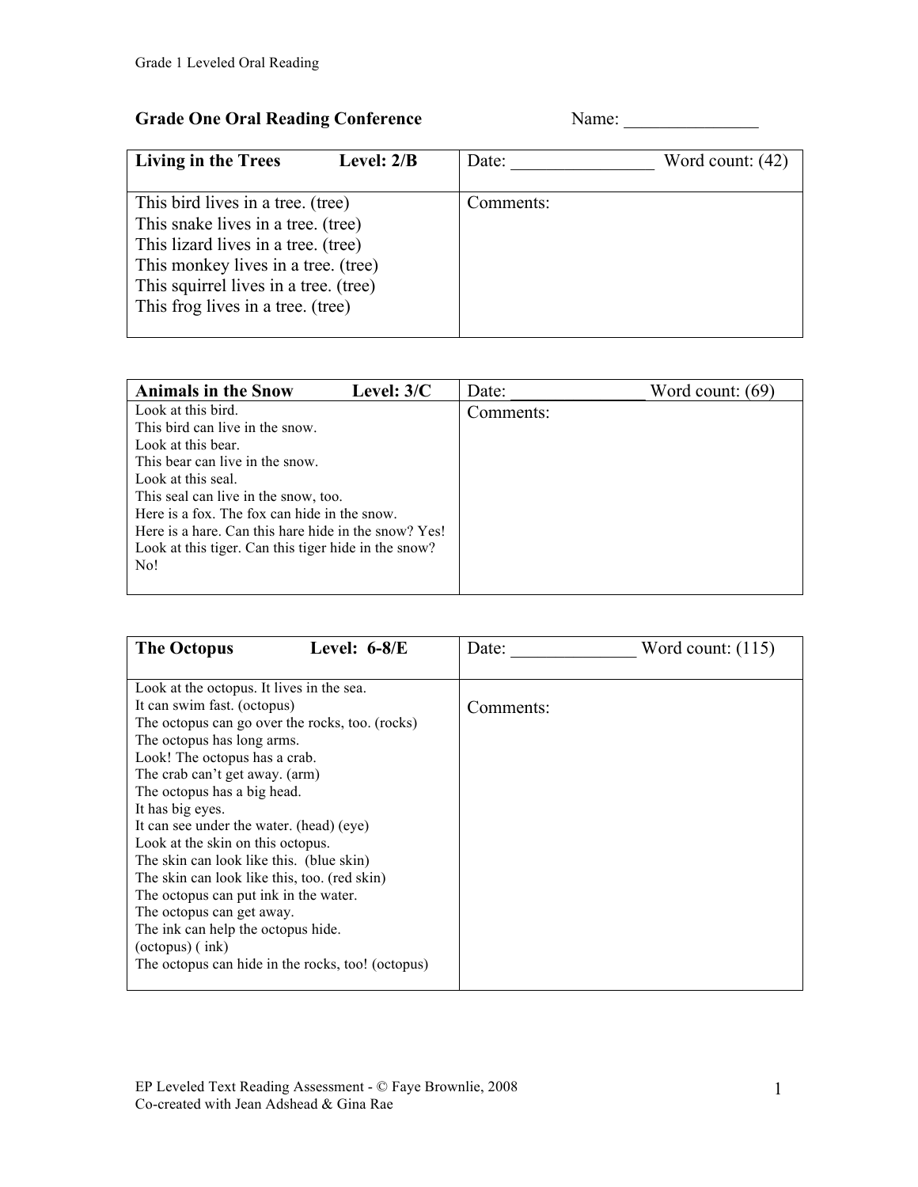## Grade One Oral Reading Conference

Name: _______________

| Living in the Trees Level: 2/B | Date: ________________ Word count: (42) |
|---|---|
| This bird lives in a tree. (tree)<br>This snake lives in a tree. (tree)<br>This lizard lives in a tree. (tree)<br>This monkey lives in a tree. (tree)<br>This squirrel lives in a tree. (tree)<br>This frog lives in a tree. (tree) | Comments: |

| Animals in the Snow Level: 3/C | Date: _______________ Word count: (69) |
|---|---|
| Look at this bird.<br>This bird can live in the snow.<br>Look at this bear.<br>This bear can live in the snow.<br>Look at this seal.<br>This seal can live in the snow, too.<br>Here is a fox. The fox can hide in the snow.<br>Here is a hare. Can this hare hide in the snow? Yes!<br>Look at this tiger. Can this tiger hide in the snow? No! | Comments: |

| The Octopus Level: 6-8/E | Date: ______________ Word count: (115) |
|---|---|
| Look at the octopus. It lives in the sea.<br>It can swim fast. (octopus)<br>The octopus can go over the rocks, too. (rocks)<br>The octopus has long arms.<br>Look! The octopus has a crab.<br>The crab can't get away. (arm)<br>The octopus has a big head.<br>It has big eyes.<br>It can see under the water. (head) (eye)<br>Look at the skin on this octopus.<br>The skin can look like this. (blue skin)<br>The skin can look like this, too. (red skin)<br>The octopus can put ink in the water.<br>The octopus can get away.<br>The ink can help the octopus hide.<br>(octopus) ( ink)<br>The octopus can hide in the rocks, too! (octopus) | Comments: |

EP Leveled Text Reading Assessment - © Faye Brownlie, 2008
Co-created with Jean Adshead & Gina Rae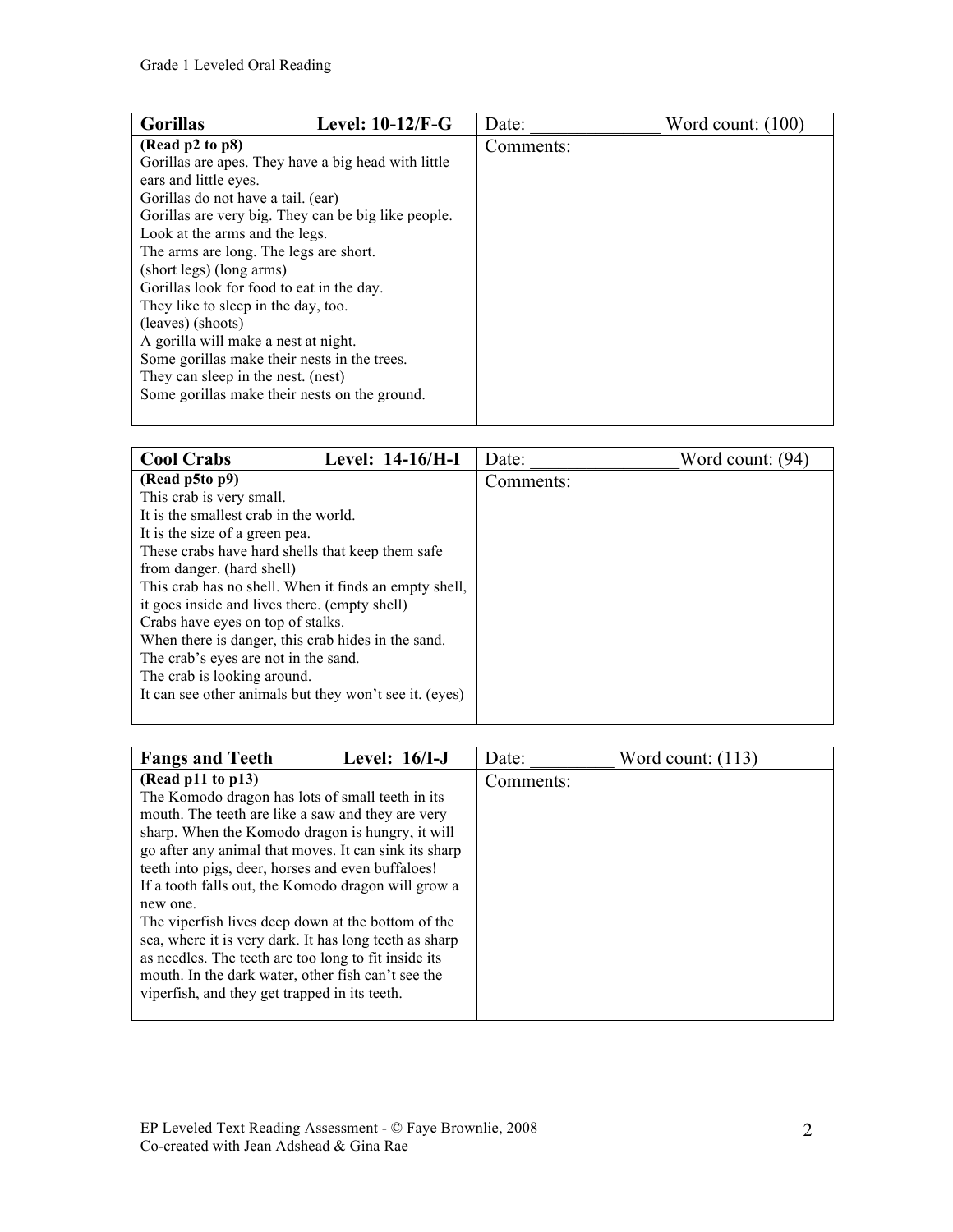| **Gorillas** **Level: 10-12/F-G** | Date: ______________ Word count: (100) |
|---|---|
| **(Read p2 to p8)**<br>Gorillas are apes. They have a big head with little ears and little eyes.<br>Gorillas do not have a tail. (ear)<br>Gorillas are very big. They can be big like people.<br>Look at the arms and the legs.<br>The arms are long. The legs are short.<br>(short legs) (long arms)<br>Gorillas look for food to eat in the day.<br>They like to sleep in the day, too.<br>(leaves) (shoots)<br>A gorilla will make a nest at night.<br>Some gorillas make their nests in the trees.<br>They can sleep in the nest. (nest)<br>Some gorillas make their nests on the ground. | Comments: |

| **Cool Crabs** **Level: 14-16/H-I** | Date: ________________Word count: (94) |
|---|---|
| **(Read p5to p9)**<br>This crab is very small.<br>It is the smallest crab in the world.<br>It is the size of a green pea.<br>These crabs have hard shells that keep them safe from danger. (hard shell)<br>This crab has no shell. When it finds an empty shell, it goes inside and lives there. (empty shell)<br>Crabs have eyes on top of stalks.<br>When there is danger, this crab hides in the sand.<br>The crab's eyes are not in the sand.<br>The crab is looking around.<br>It can see other animals but they won't see it. (eyes) | Comments: |

| **Fangs and Teeth** **Level: 16/I-J** | Date: _________ Word count: (113) |
|---|---|
| **(Read p11 to p13)**<br>The Komodo dragon has lots of small teeth in its mouth. The teeth are like a saw and they are very sharp. When the Komodo dragon is hungry, it will go after any animal that moves. It can sink its sharp teeth into pigs, deer, horses and even buffaloes!<br>If a tooth falls out, the Komodo dragon will grow a new one.<br>The viperfish lives deep down at the bottom of the sea, where it is very dark. It has long teeth as sharp as needles. The teeth are too long to fit inside its mouth. In the dark water, other fish can't see the viperfish, and they get trapped in its teeth. | Comments: |